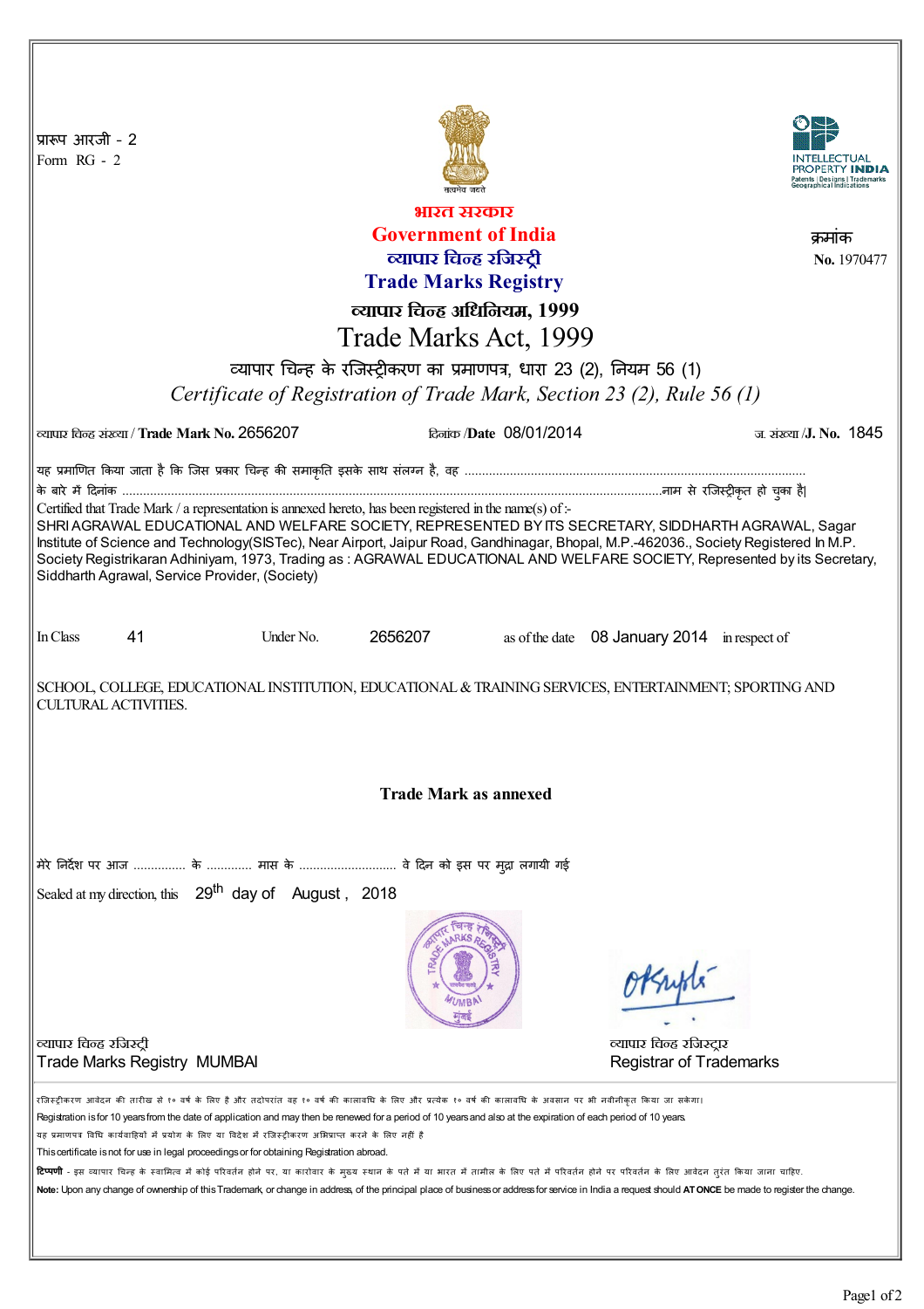प्रारूप आरजी - 2
Form RG - 2

# भारत सरकार
# Government of India
## व्यापार चिन्ह रजिस्ट्री
## Trade Marks Registry

क्रमांक
**No.** 1970477

### व्यापार चिन्ह अधिनियम, 1999
### Trade Marks Act, 1999

व्यापार चिन्ह के रजिस्ट्रीकरण का प्रमाणपत्र, धारा 23 (2), नियम 56 (1)

*Certificate of Registration of Trade Mark, Section 23 (2), Rule 56 (1)*

व्यापार चिन्ह संख्या / **Trade Mark No.** 2656207 &nbsp;&nbsp; दिनांक /**Date** 08/01/2014 &nbsp;&nbsp; ज. संख्या /**J. No.** 1845

यह प्रमाणित किया जाता है कि जिस प्रकार चिन्ह की समाकृति इसके साथ संलग्न है, वह ................................................ के बारे में दिनांक ................................................नाम से रजिस्ट्रीकृत हो चुका है।

Certified that Trade Mark / a representation is annexed hereto, has been registered in the name(s) of :-

SHRI AGRAWAL EDUCATIONAL AND WELFARE SOCIETY, REPRESENTED BY ITS SECRETARY, SIDDHARTH AGRAWAL, Sagar Institute of Science and Technology(SISTec), Near Airport, Jaipur Road, Gandhinagar, Bhopal, M.P.-462036., Society Registered In M.P. Society Registrikaran Adhiniyam, 1973, Trading as : AGRAWAL EDUCATIONAL AND WELFARE SOCIETY, Represented by its Secretary, Siddharth Agrawal, Service Provider, (Society)

In Class 41 &nbsp;&nbsp; Under No. 2656207 &nbsp;&nbsp; as of the date 08 January 2014 &nbsp;&nbsp; in respect of

SCHOOL, COLLEGE, EDUCATIONAL INSTITUTION, EDUCATIONAL & TRAINING SERVICES, ENTERTAINMENT; SPORTING AND CULTURAL ACTIVITIES.

**Trade Mark as annexed**

मेरे निर्देश पर आज ............... के ............ मास के ............................ वे दिन को इस पर मुद्रा लगायी गई

Sealed at my direction, this 29th day of August , 2018

व्यापार चिन्ह रजिस्ट्री
Trade Marks Registry MUMBAI

व्यापार चिन्ह रजिस्ट्रार
Registrar of Trademarks

रजिस्ट्रीकरण आवेदन की तारीख से १० वर्ष के लिए है और तदोपरांत वह १० वर्ष की कालावधि के लिए और प्रत्येक १० वर्ष की कालावधि के अवसान पर भी नवीनीकृत किया जा सकेगा।

Registration is for 10 years from the date of application and may then be renewed for a period of 10 years and also at the expiration of each period of 10 years.

यह प्रमाणपत्र विधि कार्यवाहियों में प्रयोग के लिए या विदेश में रजिस्ट्रीकरण अभिप्राप्त करने के लिए नहीं है

This certificate is not for use in legal proceedings or for obtaining Registration abroad.

**टिप्पणी** - इस व्यापार चिन्ह के स्वामित्व में कोई परिवर्तन होने पर, या कारोबार के मुख्य स्थान के पते में या भारत में तामील के लिए पते में परिवर्तन होने पर परिवर्तन के लिए आवेदन तुरंत किया जाना चाहिए.

**Note:** Upon any change of ownership of this Trademark, or change in address, of the principal place of business or address for service in India a request should **AT ONCE** be made to register the change.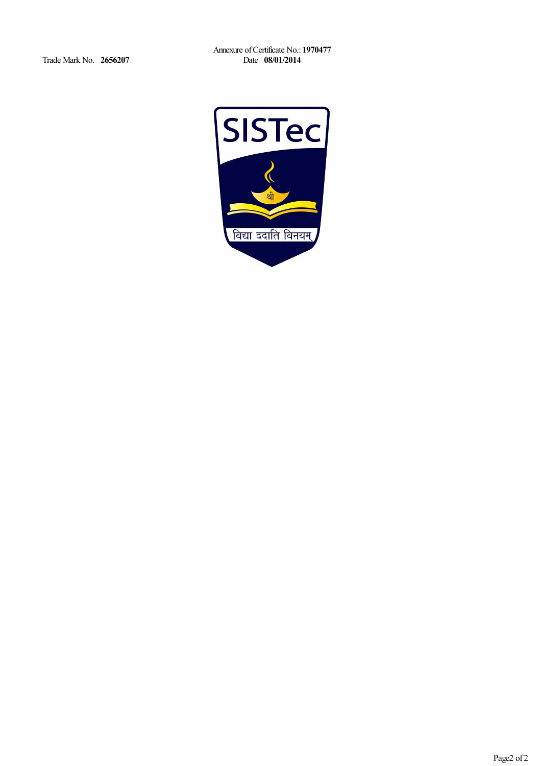Trade Mark No. **2656207**

Annexure of Certificate No.: **1970477**
Date **08/01/2014**

SISTec

श्री

विद्या ददाति विनयम्